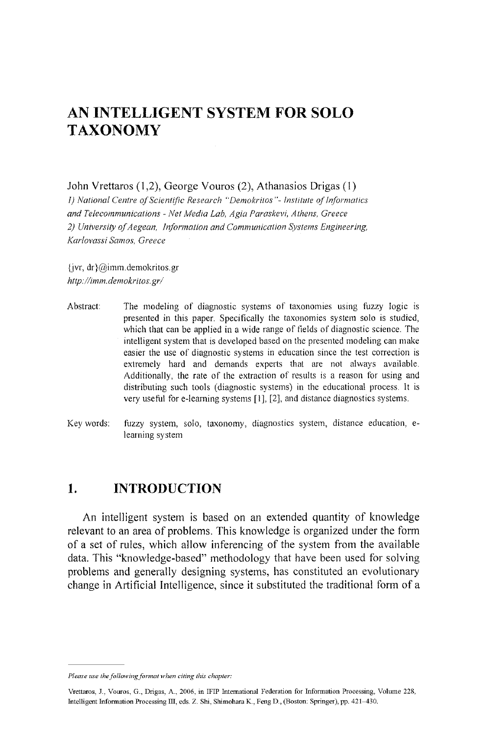# AN INTELLIGENT SYSTEM FOR SOLO TAXONOMY

John Vrettaros (1,2), George Vouros (2), Athanasios Drigas (1)

*1) National Centre of Scientific Research "Demokritos"- Institute of Informatics and Telecommunications - Net Media Lab, Agia Paraskevi, Athens, Greece*
*2) University of Aegean, Information and Communication Systems Engineering, Karlovassi Samos, Greece*

{jvr, dr}@imm.demokritos.gr
*http://imm.demokritos.gr/*

Abstract: The modeling of diagnostic systems of taxonomies using fuzzy logic is presented in this paper. Specifically the taxonomies system solo is studied, which that can be applied in a wide range of fields of diagnostic science. The intelligent system that is developed based on the presented modeling can make easier the use of diagnostic systems in education since the test correction is extremely hard and demands experts that are not always available. Additionally, the rate of the extraction of results is a reason for using and distributing such tools (diagnostic systems) in the educational process. It is very useful for e-learning systems [1], [2], and distance diagnostics systems.

Key words: fuzzy system, solo, taxonomy, diagnostics system, distance education, e-learning system

## 1. INTRODUCTION

An intelligent system is based on an extended quantity of knowledge relevant to an area of problems. This knowledge is organized under the form of a set of rules, which allow inferencing of the system from the available data. This "knowledge-based" methodology that have been used for solving problems and generally designing systems, has constituted an evolutionary change in Artificial Intelligence, since it substituted the traditional form of a

*Please use the following format when citing this chapter:*

Vrettaros, J., Vouros, G., Drigas, A., 2006, in IFIP International Federation for Information Processing, Volume 228, Intelligent Information Processing III, eds. Z. Shi, Shimohara K., Feng D., (Boston: Springer), pp. 421–430.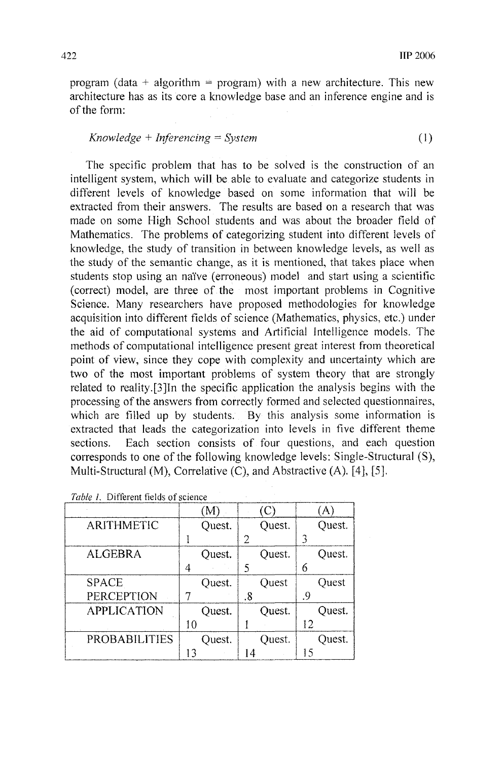program (data + algorithm = program) with a new architecture. This new architecture has as its core a knowledge base and an inference engine and is of the form:

$$Knowledge + Inferencing = System \tag{1}$$

The specific problem that has to be solved is the construction of an intelligent system, which will be able to evaluate and categorize students in different levels of knowledge based on some information that will be extracted from their answers. The results are based on a research that was made on some High School students and was about the broader field of Mathematics. The problems of categorizing student into different levels of knowledge, the study of transition in between knowledge levels, as well as the study of the semantic change, as it is mentioned, that takes place when students stop using an naïve (erroneous) model and start using a scientific (correct) model, are three of the most important problems in Cognitive Science. Many researchers have proposed methodologies for knowledge acquisition into different fields of science (Mathematics, physics, etc.) under the aid of computational systems and Artificial Intelligence models. The methods of computational intelligence present great interest from theoretical point of view, since they cope with complexity and uncertainty which are two of the most important problems of system theory that are strongly related to reality.[3]In the specific application the analysis begins with the processing of the answers from correctly formed and selected questionnaires, which are filled up by students. By this analysis some information is extracted that leads the categorization into levels in five different theme sections. Each section consists of four questions, and each question corresponds to one of the following knowledge levels: Single-Structural (S), Multi-Structural (M), Correlative (C), and Abstractive (A). [4], [5].

*Table 1.* Different fields of science

| | (M) | (C) | (A) |
|---|---|---|---|
| ARITHMETIC | Quest. 1 | Quest. 2 | Quest. 3 |
| ALGEBRA | Quest. 4 | Quest. 5 | Quest. 6 |
| SPACE PERCEPTION | Quest. 7 | Quest .8 | Quest .9 |
| APPLICATION | Quest. 10 | Quest. 1 | Quest. 12 |
| PROBABILITIES | Quest. 13 | Quest. 14 | Quest. 15 |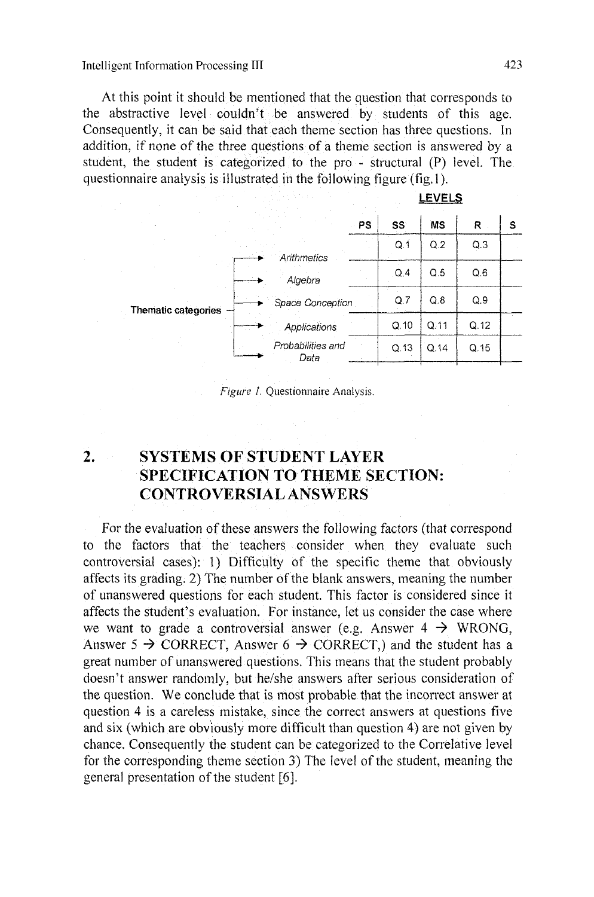At this point it should be mentioned that the question that corresponds to the abstractive level couldn't be answered by students of this age. Consequently, it can be said that each theme section has three questions. In addition, if none of the three questions of a theme section is answered by a student, the student is categorized to the pro - structural (P) level. The questionnaire analysis is illustrated in the following figure (fig.1).

**LEVELS**

| Thematic categories | PS | SS | MS | R | S |
|---|---|---|---|---|---|
| *Arithmetics* | | Q.1 | Q.2 | Q.3 | |
| *Algebra* | | Q.4 | Q.5 | Q.6 | |
| *Space Conception* | | Q.7 | Q.8 | Q.9 | |
| *Applications* | | Q.10 | Q.11 | Q.12 | |
| *Probabilities and Data* | | Q.13 | Q.14 | Q.15 | |

*Figure 1.* Questionnaire Analysis.

## 2. SYSTEMS OF STUDENT LAYER SPECIFICATION TO THEME SECTION: CONTROVERSIAL ANSWERS

For the evaluation of these answers the following factors (that correspond to the factors that the teachers consider when they evaluate such controversial cases): 1) Difficulty of the specific theme that obviously affects its grading. 2) The number of the blank answers, meaning the number of unanswered questions for each student. This factor is considered since it affects the student's evaluation. For instance, let us consider the case where we want to grade a controversial answer (e.g. Answer 4 → WRONG, Answer 5 → CORRECT, Answer 6 → CORRECT,) and the student has a great number of unanswered questions. This means that the student probably doesn't answer randomly, but he/she answers after serious consideration of the question. We conclude that is most probable that the incorrect answer at question 4 is a careless mistake, since the correct answers at questions five and six (which are obviously more difficult than question 4) are not given by chance. Consequently the student can be categorized to the Correlative level for the corresponding theme section 3) The level of the student, meaning the general presentation of the student [6].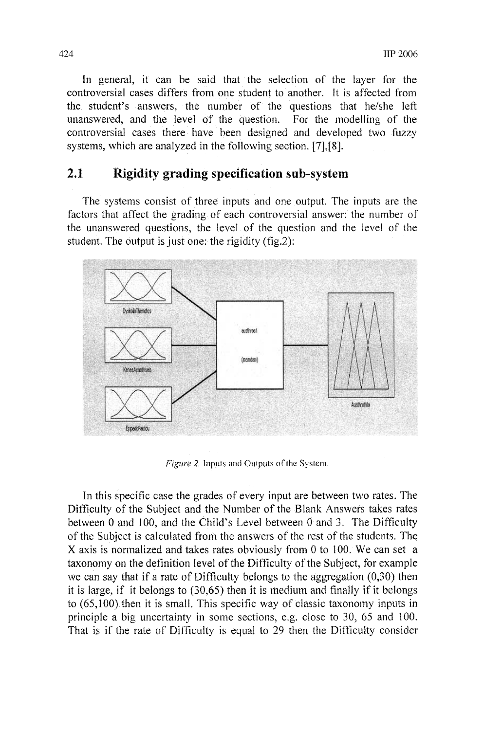In general, it can be said that the selection of the layer for the controversial cases differs from one student to another. It is affected from the student's answers, the number of the questions that he/she left unanswered, and the level of the question. For the modelling of the controversial cases there have been designed and developed two fuzzy systems, which are analyzed in the following section. [7],[8].

## 2.1 Rigidity grading specification sub-system

The systems consist of three inputs and one output. The inputs are the factors that affect the grading of each controversial answer: the number of the unanswered questions, the level of the question and the level of the student. The output is just one: the rigidity (fig.2):

*Figure 2.* Inputs and Outputs of the System.

In this specific case the grades of every input are between two rates. The Difficulty of the Subject and the Number of the Blank Answers takes rates between 0 and 100, and the Child's Level between 0 and 3. The Difficulty of the Subject is calculated from the answers of the rest of the students. The X axis is normalized and takes rates obviously from 0 to 100. We can set a taxonomy on the definition level of the Difficulty of the Subject, for example we can say that if a rate of Difficulty belongs to the aggregation (0,30) then it is large, if it belongs to (30,65) then it is medium and finally if it belongs to (65,100) then it is small. This specific way of classic taxonomy inputs in principle a big uncertainty in some sections, e.g. close to 30, 65 and 100. That is if the rate of Difficulty is equal to 29 then the Difficulty consider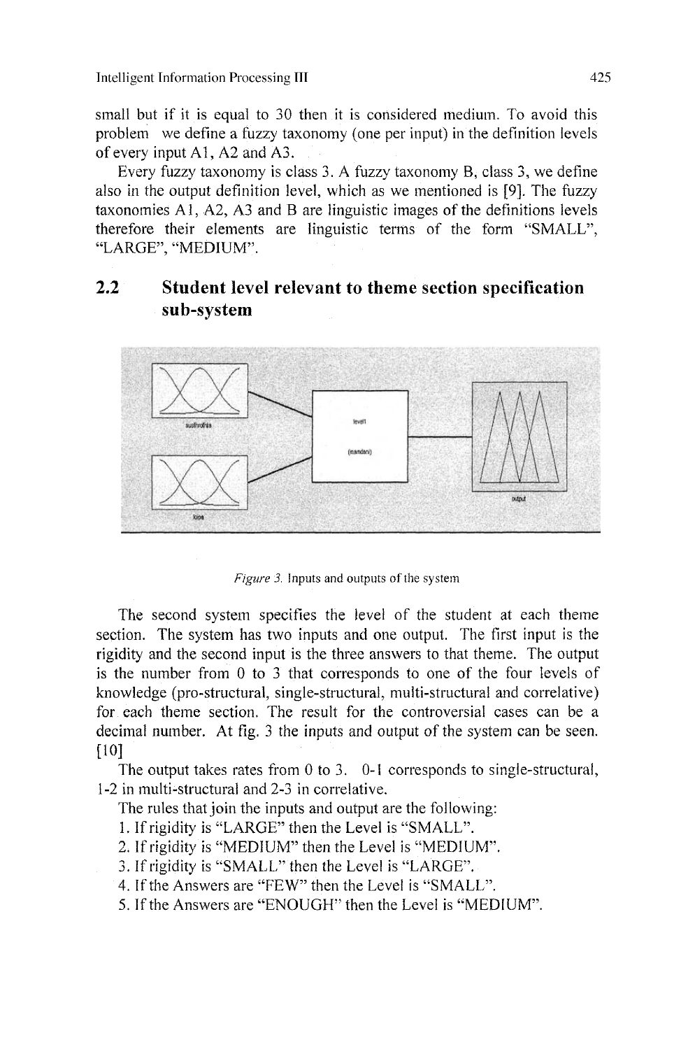small but if it is equal to 30 then it is considered medium. To avoid this problem we define a fuzzy taxonomy (one per input) in the definition levels of every input A1, A2 and A3.

Every fuzzy taxonomy is class 3. A fuzzy taxonomy B, class 3, we define also in the output definition level, which as we mentioned is [9]. The fuzzy taxonomies A1, A2, A3 and B are linguistic images of the definitions levels therefore their elements are linguistic terms of the form "SMALL", "LARGE", "MEDIUM".

## 2.2 Student level relevant to theme section specification sub-system

*Figure 3.* Inputs and outputs of the system

The second system specifies the level of the student at each theme section. The system has two inputs and one output. The first input is the rigidity and the second input is the three answers to that theme. The output is the number from 0 to 3 that corresponds to one of the four levels of knowledge (pro-structural, single-structural, multi-structural and correlative) for each theme section. The result for the controversial cases can be a decimal number. At fig. 3 the inputs and output of the system can be seen. [10]

The output takes rates from 0 to 3. 0-1 corresponds to single-structural, 1-2 in multi-structural and 2-3 in correlative.

The rules that join the inputs and output are the following:

1. If rigidity is "LARGE" then the Level is "SMALL".
2. If rigidity is "MEDIUM" then the Level is "MEDIUM".
3. If rigidity is "SMALL" then the Level is "LARGE".
4. If the Answers are "FEW" then the Level is "SMALL".
5. If the Answers are "ENOUGH" then the Level is "MEDIUM".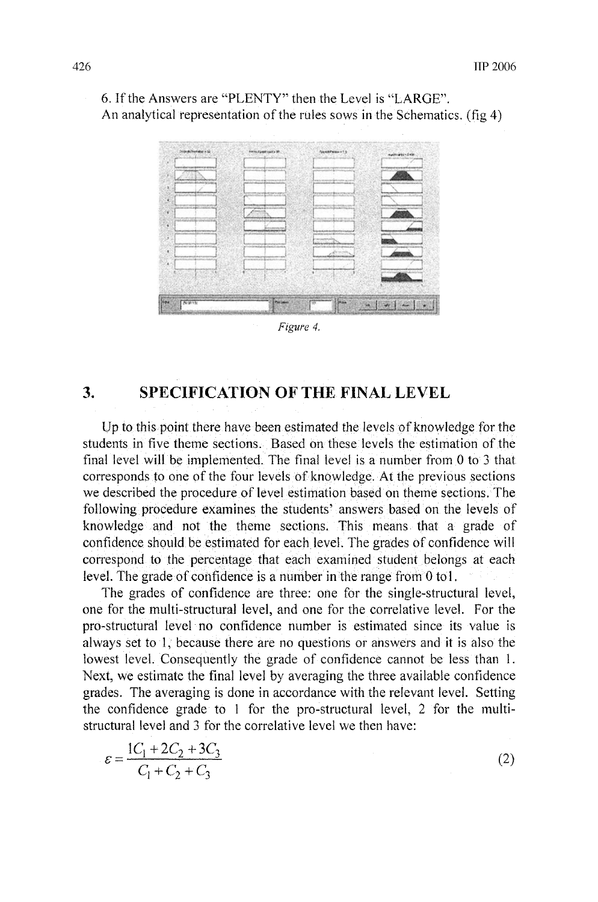6. If the Answers are "PLENTY" then the Level is "LARGE".
An analytical representation of the rules sows in the Schematics. (fig 4)

*Figure 4.*

## 3. SPECIFICATION OF THE FINAL LEVEL

Up to this point there have been estimated the levels of knowledge for the students in five theme sections. Based on these levels the estimation of the final level will be implemented. The final level is a number from 0 to 3 that corresponds to one of the four levels of knowledge. At the previous sections we described the procedure of level estimation based on theme sections. The following procedure examines the students' answers based on the levels of knowledge and not the theme sections. This means that a grade of confidence should be estimated for each level. The grades of confidence will correspond to the percentage that each examined student belongs at each level. The grade of confidence is a number in the range from 0 to1.

The grades of confidence are three: one for the single-structural level, one for the multi-structural level, and one for the correlative level. For the pro-structural level no confidence number is estimated since its value is always set to 1, because there are no questions or answers and it is also the lowest level. Consequently the grade of confidence cannot be less than 1. Next, we estimate the final level by averaging the three available confidence grades. The averaging is done in accordance with the relevant level. Setting the confidence grade to 1 for the pro-structural level, 2 for the multi-structural level and 3 for the correlative level we then have:

$$\varepsilon = \frac{1C_1 + 2C_2 + 3C_3}{C_1 + C_2 + C_3} \tag{2}$$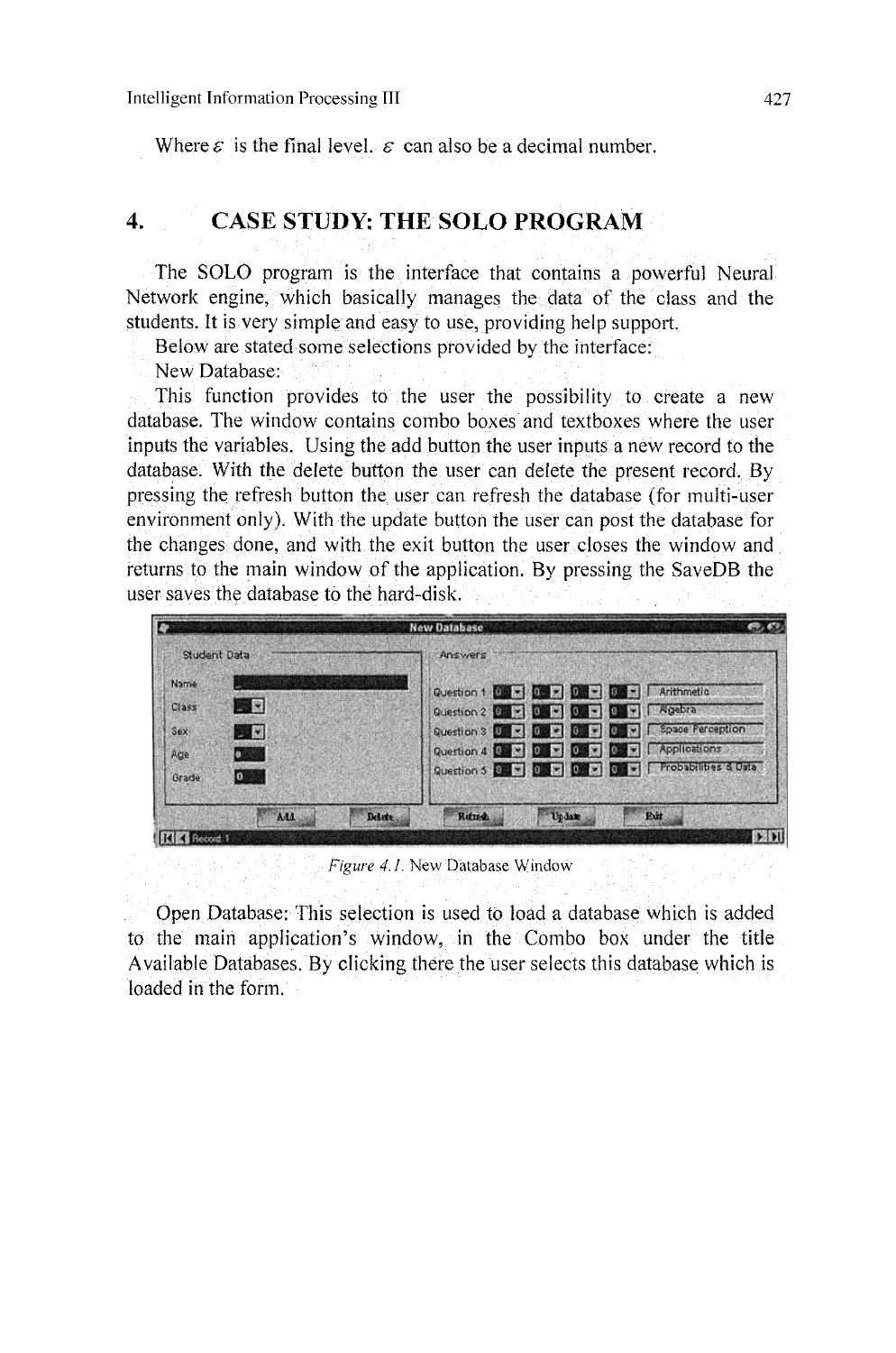Where $\varepsilon$ is the final level. $\varepsilon$ can also be a decimal number.

# 4. CASE STUDY: THE SOLO PROGRAM

The SOLO program is the interface that contains a powerful Neural Network engine, which basically manages the data of the class and the students. It is very simple and easy to use, providing help support.

Below are stated some selections provided by the interface:

New Database:

This function provides to the user the possibility to create a new database. The window contains combo boxes and textboxes where the user inputs the variables. Using the add button the user inputs a new record to the database. With the delete button the user can delete the present record. By pressing the refresh button the user can refresh the database (for multi-user environment only). With the update button the user can post the database for the changes done, and with the exit button the user closes the window and returns to the main window of the application. By pressing the SaveDB the user saves the database to the hard-disk.

*Figure 4.1.* New Database Window

Open Database: This selection is used to load a database which is added to the main application's window, in the Combo box under the title Available Databases. By clicking there the user selects this database which is loaded in the form.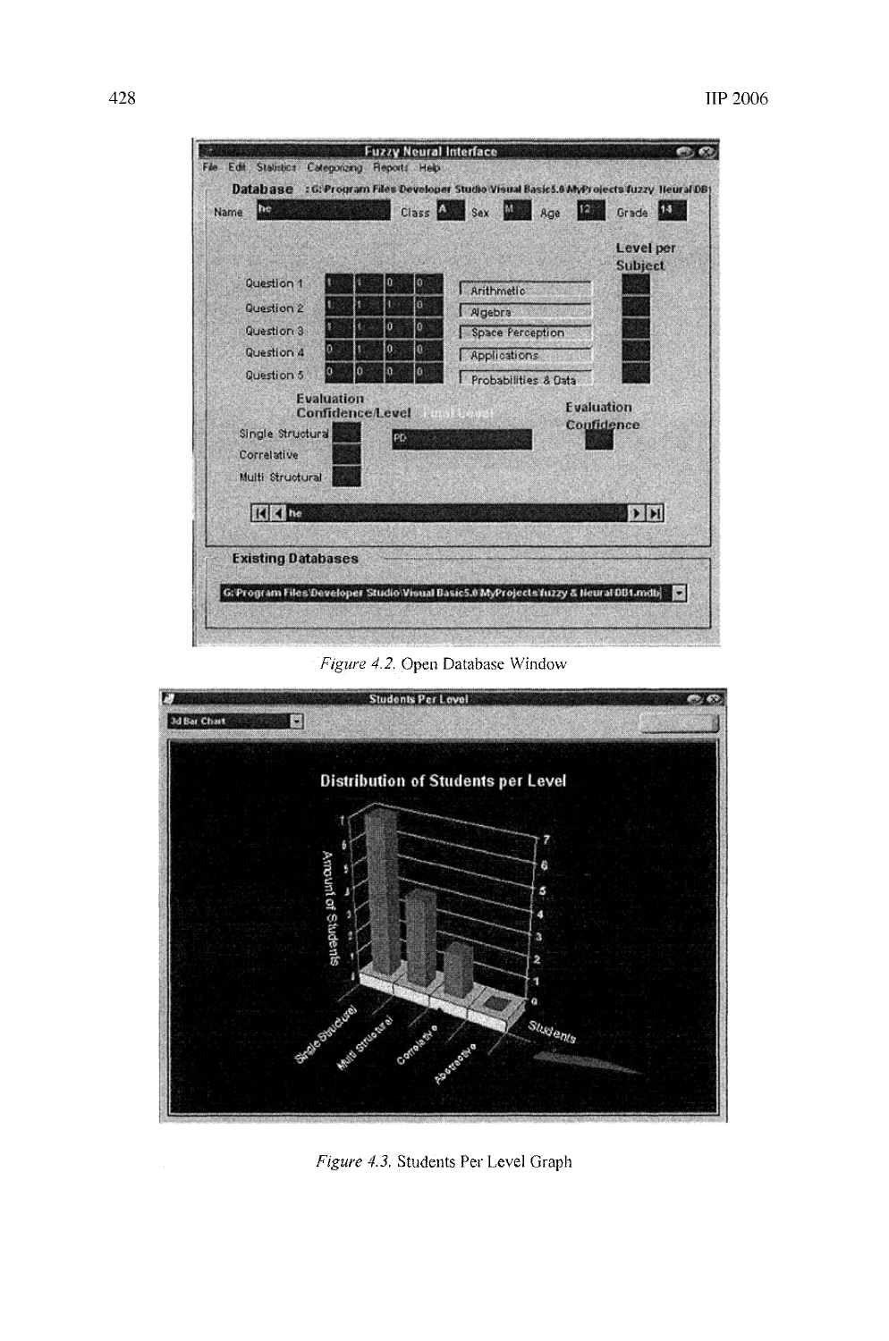*Figure 4.2.* Open Database Window

*Figure 4.3.* Students Per Level Graph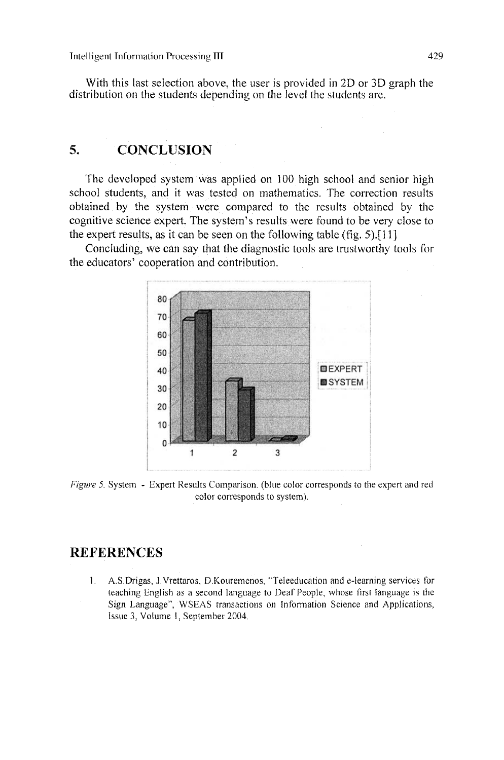With this last selection above, the user is provided in 2D or 3D graph the distribution on the students depending on the level the students are.

## 5. CONCLUSION

The developed system was applied on 100 high school and senior high school students, and it was tested on mathematics. The correction results obtained by the system were compared to the results obtained by the cognitive science expert. The system's results were found to be very close to the expert results, as it can be seen on the following table (fig. 5).[11]

Concluding, we can say that the diagnostic tools are trustworthy tools for the educators' cooperation and contribution.

*Figure 5.* System - Expert Results Comparison. (blue color corresponds to the expert and red color corresponds to system).

## REFERENCES

1. A.S.Drigas, J.Vrettaros, D.Kouremenos, "Teleeducation and e-learning services for teaching English as a second language to Deaf People, whose first language is the Sign Language", WSEAS transactions on Information Science and Applications, Issue 3, Volume 1, September 2004.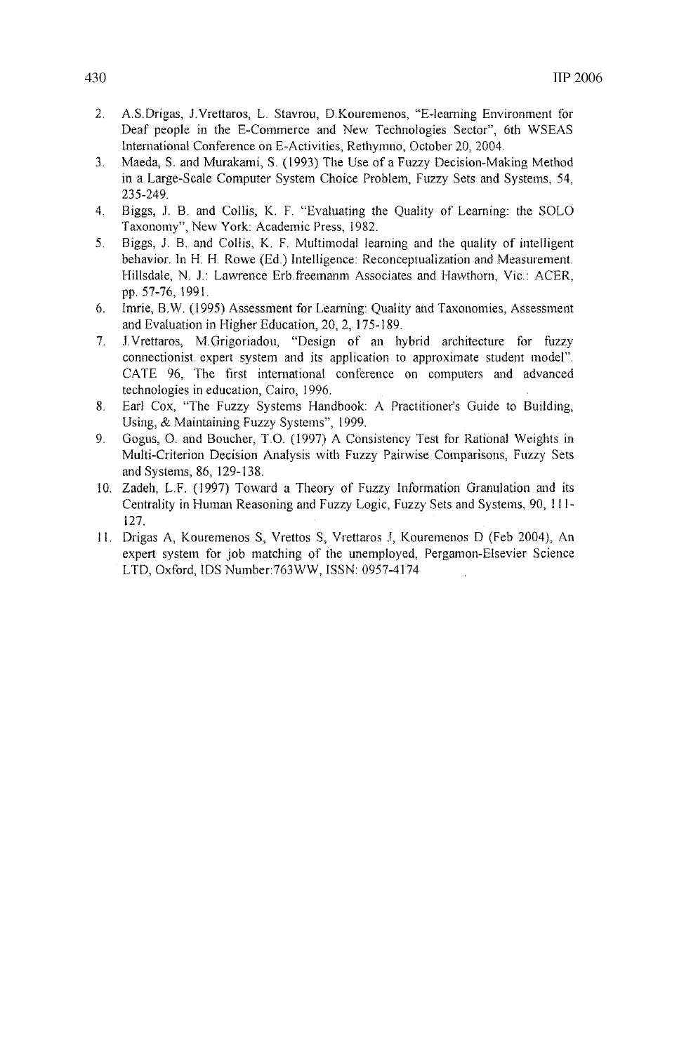2. A.S.Drigas, J.Vrettaros, L. Stavrou, D.Kouremenos, "E-learning Environment for Deaf people in the E-Commerce and New Technologies Sector", 6th WSEAS International Conference on E-Activities, Rethymno, October 20, 2004.
3. Maeda, S. and Murakami, S. (1993) The Use of a Fuzzy Decision-Making Method in a Large-Scale Computer System Choice Problem, Fuzzy Sets and Systems, 54, 235-249.
4. Biggs, J. B. and Collis, K. F. "Evaluating the Quality of Learning: the SOLO Taxonomy", New York: Academic Press, 1982.
5. Biggs, J. B. and Collis, K. F. Multimodal learning and the quality of intelligent behavior. In H. H. Rowe (Ed.) Intelligence: Reconceptualization and Measurement. Hillsdale, N. J.: Lawrence Erb.freemanm Associates and Hawthorn, Vic.: ACER, pp. 57-76, 1991.
6. Imrie, B.W. (1995) Assessment for Learning: Quality and Taxonomies, Assessment and Evaluation in Higher Education, 20, 2, 175-189.
7. J.Vrettaros, M.Grigoriadou, "Design of an hybrid architecture for fuzzy connectionist expert system and its application to approximate student model". CATE 96, The first international conference on computers and advanced technologies in education, Cairo, 1996.
8. Earl Cox, "The Fuzzy Systems Handbook: A Practitioner's Guide to Building, Using, & Maintaining Fuzzy Systems", 1999.
9. Gogus, O. and Boucher, T.O. (1997) A Consistency Test for Rational Weights in Multi-Criterion Decision Analysis with Fuzzy Pairwise Comparisons, Fuzzy Sets and Systems, 86, 129-138.
10. Zadeh, L.F. (1997) Toward a Theory of Fuzzy Information Granulation and its Centrality in Human Reasoning and Fuzzy Logic, Fuzzy Sets and Systems, 90, 111-127.
11. Drigas A, Kouremenos S, Vrettos S, Vrettaros J, Kouremenos D (Feb 2004), An expert system for job matching of the unemployed, Pergamon-Elsevier Science LTD, Oxford, IDS Number:763WW, ISSN: 0957-4174